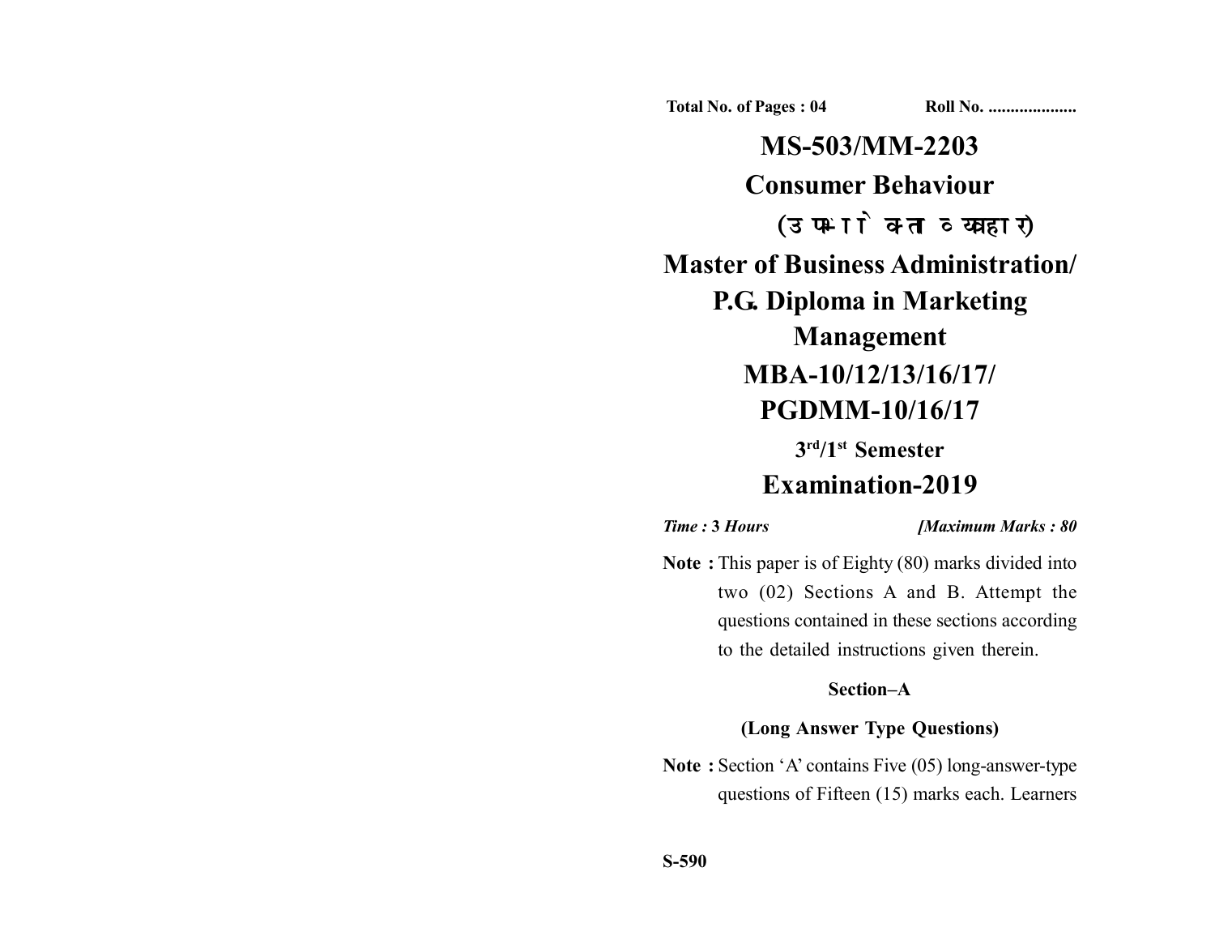Total No. of Pages : 04 Roll No. ....................

# MS-503/MM-2203

# Consumer Behaviour

# (उपभोक्ता व्यवहार)

# Master of Business Administration/ P.G. Diploma in Marketing Management

# MBA-10/12/13/16/17/ PGDMM-10/16/17

### 3rd/1st Semester

## Examination-2019

*Time :* **3 Hours** *[Maximum Marks : 80*

**Note :** This paper is of Eighty (80) marks divided into two (02) Sections A and B. Attempt the questions contained in these sections according to the detailed instructions given therein.

### Section–A

### (Long Answer Type Questions)

**Note :** Section 'A' contains Five (05) long-answer-type questions of Fifteen (15) marks each. Learners

**S-590**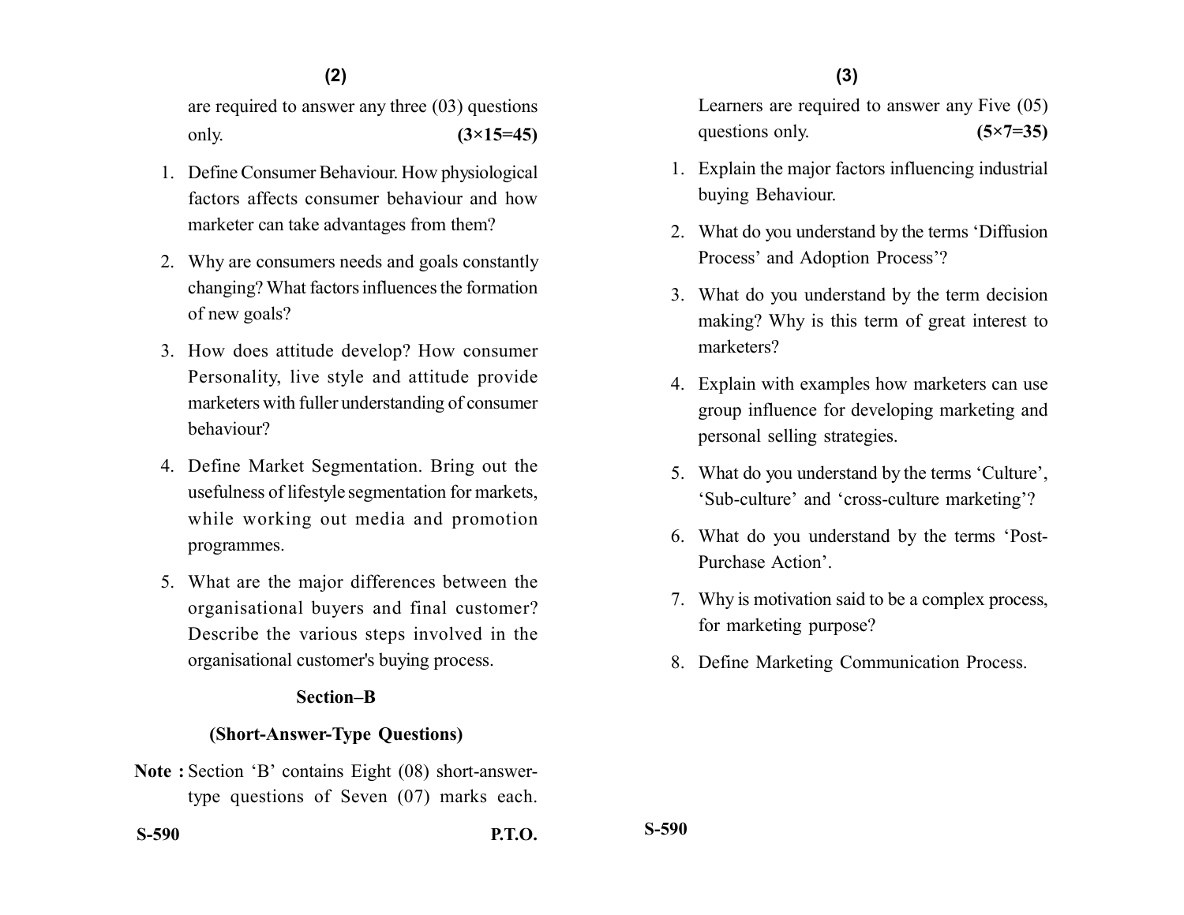are required to answer any three (03) questions only. **(3×15=45)**

1. Define Consumer Behaviour. How physiological factors affects consumer behaviour and how marketer can take advantages from them?
2. Why are consumers needs and goals constantly changing? What factors influences the formation of new goals?
3. How does attitude develop? How consumer Personality, live style and attitude provide marketers with fuller understanding of consumer behaviour?
4. Define Market Segmentation. Bring out the usefulness of lifestyle segmentation for markets, while working out media and promotion programmes.
5. What are the major differences between the organisational buyers and final customer? Describe the various steps involved in the organisational customer's buying process.

### Section–B

### (Short-Answer-Type Questions)

**Note :** Section 'B' contains Eight (08) short-answer-type questions of Seven (07) marks each. Learners are required to answer any Five (05) questions only. **(5×7=35)**

1. Explain the major factors influencing industrial buying Behaviour.
2. What do you understand by the terms 'Diffusion Process' and Adoption Process'?
3. What do you understand by the term decision making? Why is this term of great interest to marketers?
4. Explain with examples how marketers can use group influence for developing marketing and personal selling strategies.
5. What do you understand by the terms 'Culture', 'Sub-culture' and 'cross-culture marketing'?
6. What do you understand by the terms 'Post-Purchase Action'.
7. Why is motivation said to be a complex process, for marketing purpose?
8. Define Marketing Communication Process.